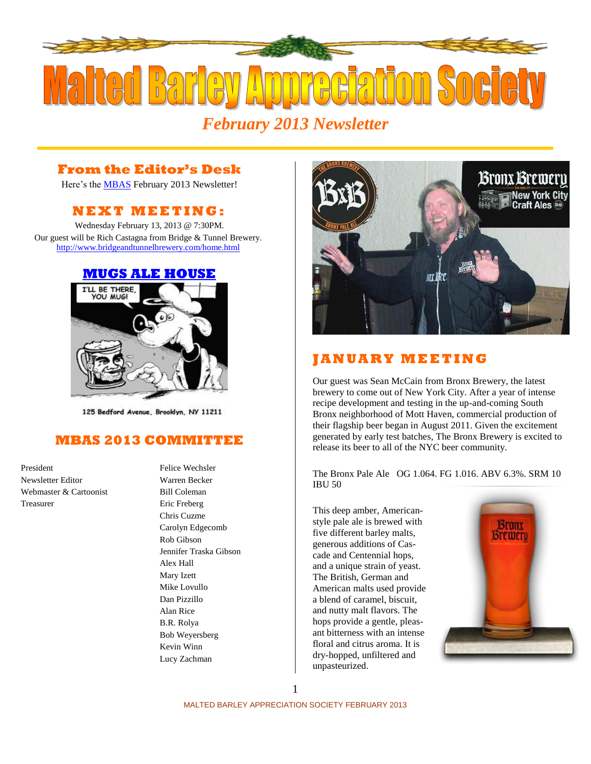# Malted Barley Appreciation Society

*February 2013 Newsletter*

## From the Editor's Desk

Here's the MBAS February 2013 Newsletter!

## NEXT MEETING:

Wednesday February 13, 2013 @ 7:30PM.

Our guest will be Rich Castagna from Bridge & Tunnel Brewery.

http://www.bridgeandtunnelbrewery.com/home.html

## MUGS ALE HOUSE

125 Bedford Avenue, Brooklyn, NY 11211

## MBAS 2013 COMMITTEE

| | |
|---|---|
| President | Felice Wechsler |
| Newsletter Editor | Warren Becker |
| Webmaster & Cartoonist | Bill Coleman |
| Treasurer | Eric Freberg |
| | Chris Cuzme |
| | Carolyn Edgecomb |
| | Rob Gibson |
| | Jennifer Traska Gibson |
| | Alex Hall |
| | Mary Izett |
| | Mike Lovullo |
| | Dan Pizzillo |
| | Alan Rice |
| | B.R. Rolya |
| | Bob Weyersberg |
| | Kevin Winn |
| | Lucy Zachman |

## JANUARY MEETING

Our guest was Sean McCain from Bronx Brewery, the latest brewery to come out of New York City. After a year of intense recipe development and testing in the up-and-coming South Bronx neighborhood of Mott Haven, commercial production of their flagship beer began in August 2011. Given the excitement generated by early test batches, The Bronx Brewery is excited to release its beer to all of the NYC beer community.

The Bronx Pale Ale OG 1.064. FG 1.016. ABV 6.3%. SRM 10 IBU 50

This deep amber, American-style pale ale is brewed with five different barley malts, generous additions of Cascade and Centennial hops, and a unique strain of yeast. The British, German and American malts used provide a blend of caramel, biscuit, and nutty malt flavors. The hops provide a gentle, pleasant bitterness with an intense floral and citrus aroma. It is dry-hopped, unfiltered and unpasteurized.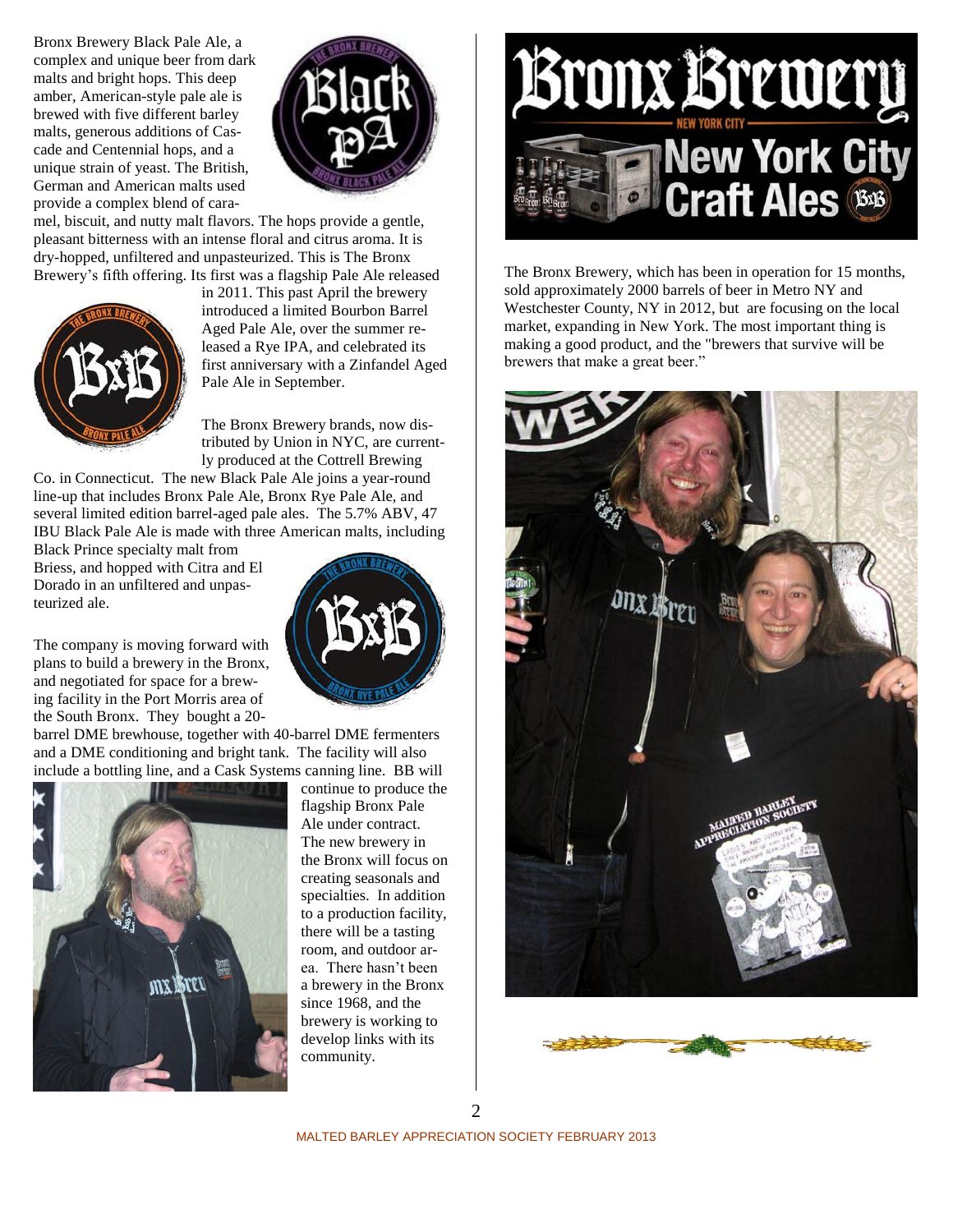Bronx Brewery Black Pale Ale, a complex and unique beer from dark malts and bright hops. This deep amber, American-style pale ale is brewed with five different barley malts, generous additions of Cascade and Centennial hops, and a unique strain of yeast. The British, German and American malts used provide a complex blend of caramel, biscuit, and nutty malt flavors. The hops provide a gentle, pleasant bitterness with an intense floral and citrus aroma. It is dry-hopped, unfiltered and unpasteurized. This is The Bronx Brewery's fifth offering. Its first was a flagship Pale Ale released in 2011. This past April the brewery introduced a limited Bourbon Barrel Aged Pale Ale, over the summer released a Rye IPA, and celebrated its first anniversary with a Zinfandel Aged Pale Ale in September.

The Bronx Brewery brands, now distributed by Union in NYC, are currently produced at the Cottrell Brewing Co. in Connecticut. The new Black Pale Ale joins a year-round line-up that includes Bronx Pale Ale, Bronx Rye Pale Ale, and several limited edition barrel-aged pale ales. The 5.7% ABV, 47 IBU Black Pale Ale is made with three American malts, including Black Prince specialty malt from Briess, and hopped with Citra and El Dorado in an unfiltered and unpasteurized ale.

The company is moving forward with plans to build a brewery in the Bronx, and negotiated for space for a brewing facility in the Port Morris area of the South Bronx. They bought a 20-barrel DME brewhouse, together with 40-barrel DME fermenters and a DME conditioning and bright tank. The facility will also include a bottling line, and a Cask Systems canning line. BB will continue to produce the flagship Bronx Pale Ale under contract. The new brewery in the Bronx will focus on creating seasonals and specialties. In addition to a production facility, there will be a tasting room, and outdoor area. There hasn't been a brewery in the Bronx since 1968, and the brewery is working to develop links with its community.

The Bronx Brewery, which has been in operation for 15 months, sold approximately 2000 barrels of beer in Metro NY and Westchester County, NY in 2012, but are focusing on the local market, expanding in New York. The most important thing is making a good product, and the "brewers that survive will be brewers that make a great beer."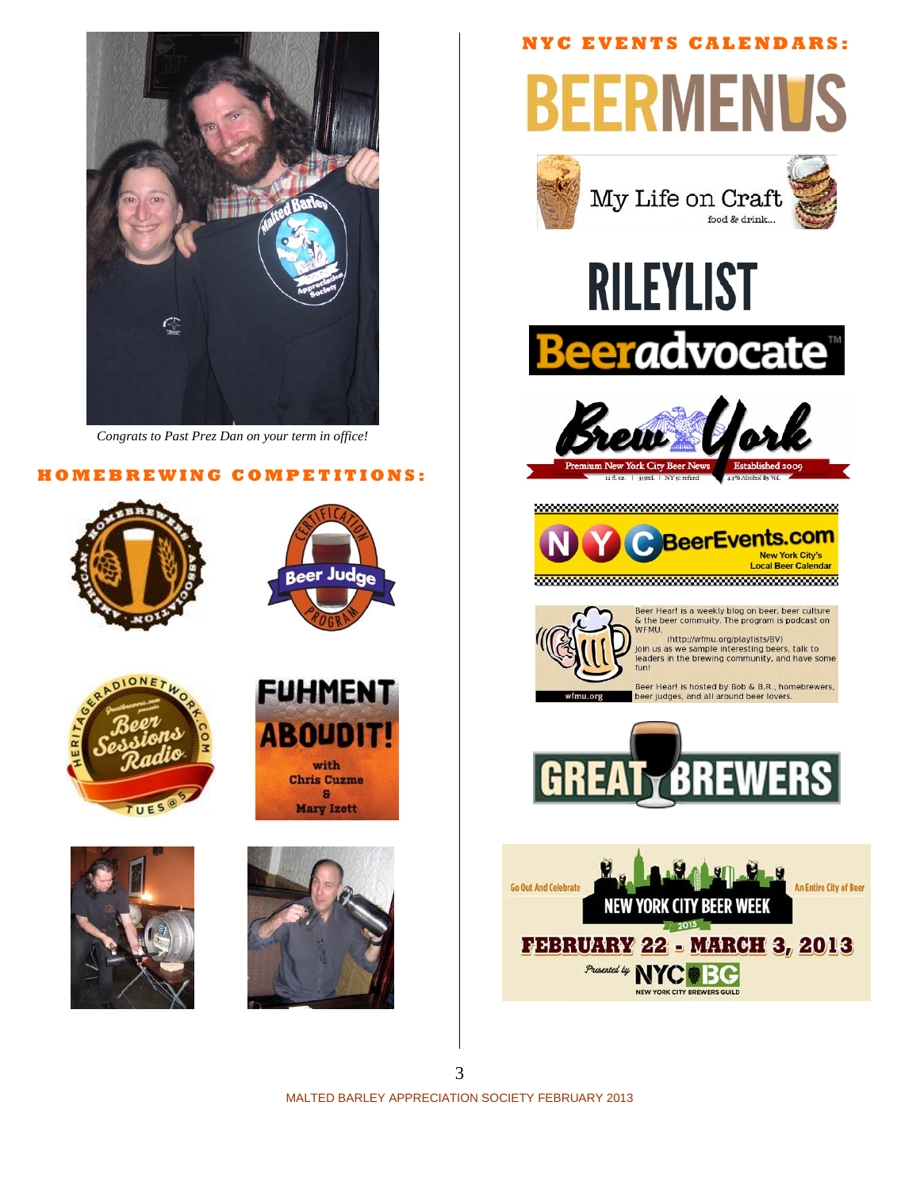*Congrats to Past Prez Dan on your term in office!*

## HOMEBREWING COMPETITIONS:

## NYC EVENTS CALENDARS:

Beer Hear! is a weekly blog on beer, beer culture & the beer community. The program is podcast on WFMU.

(http://wfmu.org/playlists/BV)

Join us as we sample interesting beers, talk to leaders in the brewing community, and have some fun!

Beer Hear! is hosted by Bob & B.R., homebrewers, beer judges, and all around beer lovers.

MALTED BARLEY APPRECIATION SOCIETY FEBRUARY 2013